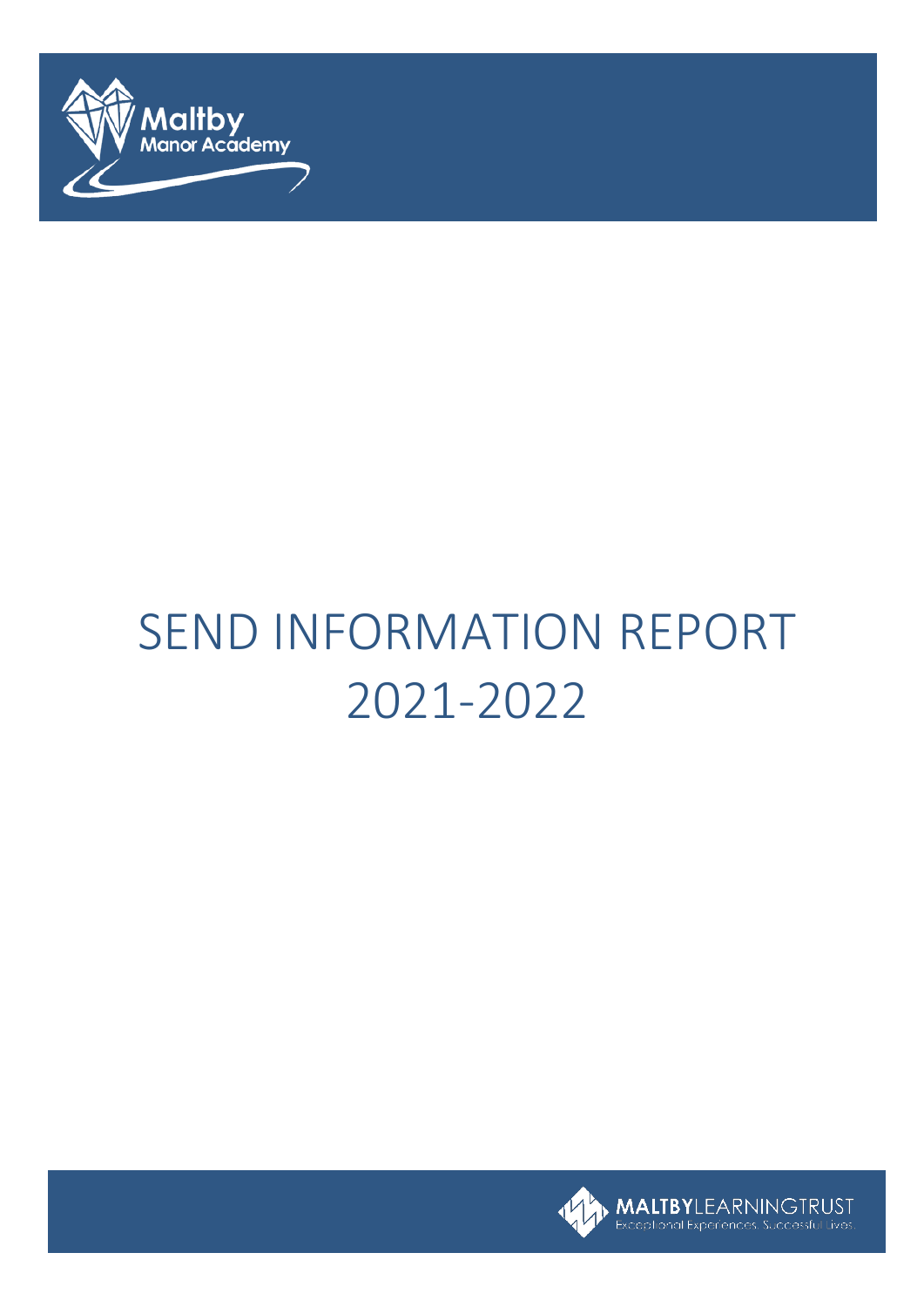Maltby Manor Academy

# SEND INFORMATION REPORT 2021-2022

MALTBYLEARNINGTRUST
Exceptional Experiences. Successful Lives.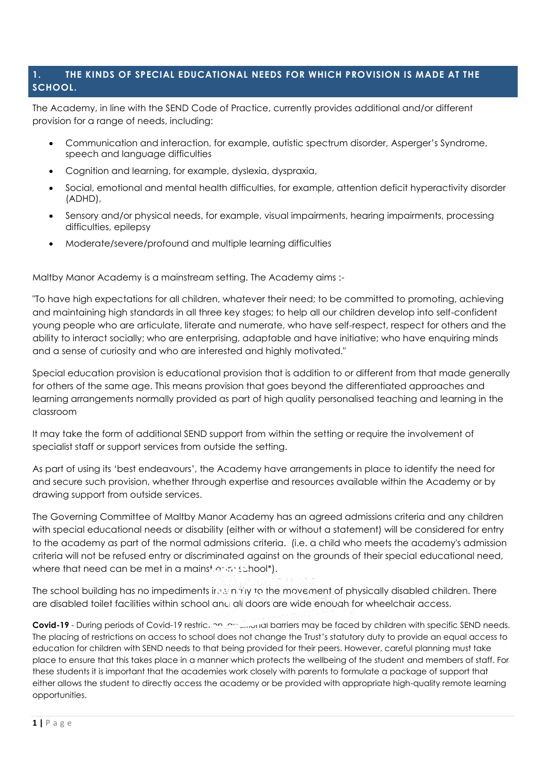## 1. THE KINDS OF SPECIAL EDUCATIONAL NEEDS FOR WHICH PROVISION IS MADE AT THE SCHOOL.

The Academy, in line with the SEND Code of Practice, currently provides additional and/or different provision for a range of needs, including:

- Communication and interaction, for example, autistic spectrum disorder, Asperger's Syndrome, speech and language difficulties
- Cognition and learning, for example, dyslexia, dyspraxia,
- Social, emotional and mental health difficulties, for example, attention deficit hyperactivity disorder (ADHD),
- Sensory and/or physical needs, for example, visual impairments, hearing impairments, processing difficulties, epilepsy
- Moderate/severe/profound and multiple learning difficulties

Maltby Manor Academy is a mainstream setting. The Academy aims :-

"To have high expectations for all children, whatever their need; to be committed to promoting, achieving and maintaining high standards in all three key stages; to help all our children develop into self-confident young people who are articulate, literate and numerate, who have self-respect, respect for others and the ability to interact socially; who are enterprising, adaptable and have initiative; who have enquiring minds and a sense of curiosity and who are interested and highly motivated."

Special education provision is educational provision that is addition to or different from that made generally for others of the same age. This means provision that goes beyond the differentiated approaches and learning arrangements normally provided as part of high quality personalised teaching and learning in the classroom

It may take the form of additional SEND support from within the setting or require the involvement of specialist staff or support services from outside the setting.

As part of using its 'best endeavours', the Academy have arrangements in place to identify the need for and secure such provision, whether through expertise and resources available within the Academy or by drawing support from outside services.

The Governing Committee of Maltby Manor Academy has an agreed admissions criteria and any children with special educational needs or disability (either with or without a statement) will be considered for entry to the academy as part of the normal admissions criteria. (i.e. a child who meets the academy's admission criteria will not be refused entry or discriminated against on the grounds of their special educational need, where that need can be met in a mainstream school*).

The school building has no impediments in entry to the movement of physically disabled children. There are disabled toilet facilities within school and all doors are wide enough for wheelchair access.

**Covid-19** - During periods of Covid-19 restriction additional barriers may be faced by children with specific SEND needs. The placing of restrictions on access to school does not change the Trust's statutory duty to provide an equal access to education for children with SEND needs to that being provided for their peers. However, careful planning must take place to ensure that this takes place in a manner which protects the wellbeing of the student and members of staff. For these students it is important that the academies work closely with parents to formulate a package of support that either allows the student to directly access the academy or be provided with appropriate high-quality remote learning opportunities.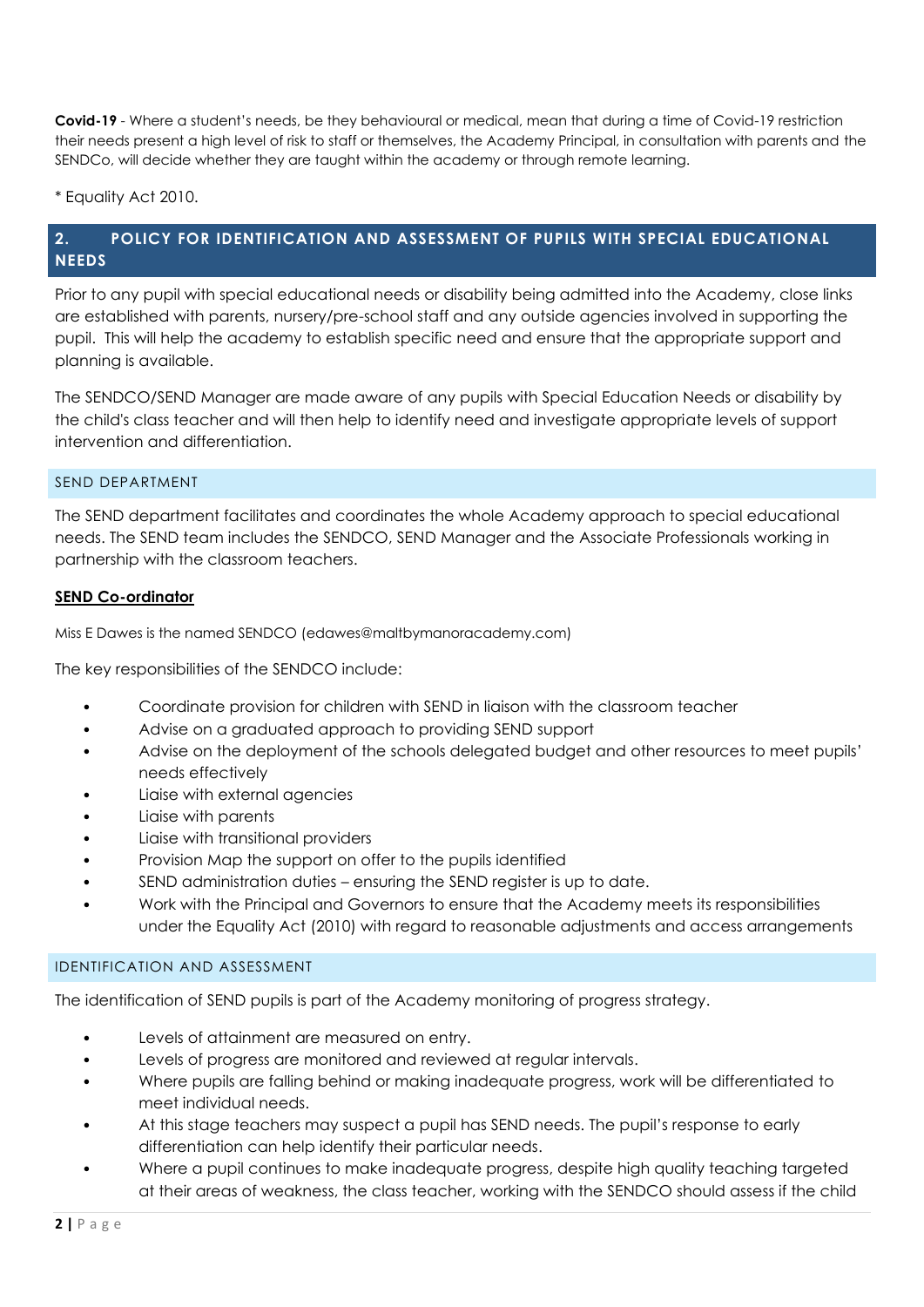**Covid-19** - Where a student's needs, be they behavioural or medical, mean that during a time of Covid-19 restriction their needs present a high level of risk to staff or themselves, the Academy Principal, in consultation with parents and the SENDCo, will decide whether they are taught within the academy or through remote learning.

* Equality Act 2010.

## 2. POLICY FOR IDENTIFICATION AND ASSESSMENT OF PUPILS WITH SPECIAL EDUCATIONAL NEEDS

Prior to any pupil with special educational needs or disability being admitted into the Academy, close links are established with parents, nursery/pre-school staff and any outside agencies involved in supporting the pupil. This will help the academy to establish specific need and ensure that the appropriate support and planning is available.

The SENDCO/SEND Manager are made aware of any pupils with Special Education Needs or disability by the child's class teacher and will then help to identify need and investigate appropriate levels of support intervention and differentiation.

### SEND DEPARTMENT

The SEND department facilitates and coordinates the whole Academy approach to special educational needs. The SEND team includes the SENDCO, SEND Manager and the Associate Professionals working in partnership with the classroom teachers.

**SEND Co-ordinator**

Miss E Dawes is the named SENDCO (edawes@maltbymanoracademy.com)

The key responsibilities of the SENDCO include:

- Coordinate provision for children with SEND in liaison with the classroom teacher
- Advise on a graduated approach to providing SEND support
- Advise on the deployment of the schools delegated budget and other resources to meet pupils' needs effectively
- Liaise with external agencies
- Liaise with parents
- Liaise with transitional providers
- Provision Map the support on offer to the pupils identified
- SEND administration duties – ensuring the SEND register is up to date.
- Work with the Principal and Governors to ensure that the Academy meets its responsibilities under the Equality Act (2010) with regard to reasonable adjustments and access arrangements

### IDENTIFICATION AND ASSESSMENT

The identification of SEND pupils is part of the Academy monitoring of progress strategy.

- Levels of attainment are measured on entry.
- Levels of progress are monitored and reviewed at regular intervals.
- Where pupils are falling behind or making inadequate progress, work will be differentiated to meet individual needs.
- At this stage teachers may suspect a pupil has SEND needs. The pupil's response to early differentiation can help identify their particular needs.
- Where a pupil continues to make inadequate progress, despite high quality teaching targeted at their areas of weakness, the class teacher, working with the SENDCO should assess if the child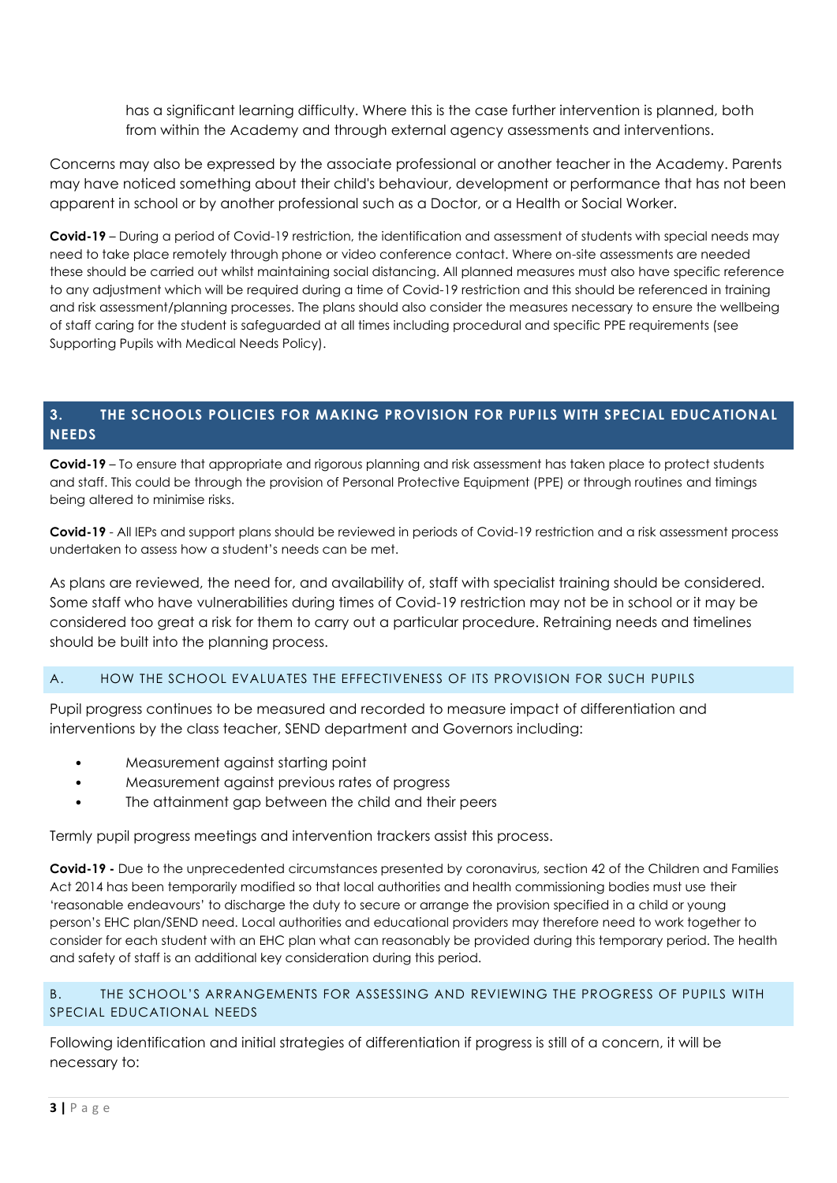has a significant learning difficulty. Where this is the case further intervention is planned, both from within the Academy and through external agency assessments and interventions.

Concerns may also be expressed by the associate professional or another teacher in the Academy. Parents may have noticed something about their child's behaviour, development or performance that has not been apparent in school or by another professional such as a Doctor, or a Health or Social Worker.

**Covid-19** – During a period of Covid-19 restriction, the identification and assessment of students with special needs may need to take place remotely through phone or video conference contact. Where on-site assessments are needed these should be carried out whilst maintaining social distancing. All planned measures must also have specific reference to any adjustment which will be required during a time of Covid-19 restriction and this should be referenced in training and risk assessment/planning processes. The plans should also consider the measures necessary to ensure the wellbeing of staff caring for the student is safeguarded at all times including procedural and specific PPE requirements (see Supporting Pupils with Medical Needs Policy).

## 3. THE SCHOOLS POLICIES FOR MAKING PROVISION FOR PUPILS WITH SPECIAL EDUCATIONAL NEEDS

**Covid-19** – To ensure that appropriate and rigorous planning and risk assessment has taken place to protect students and staff. This could be through the provision of Personal Protective Equipment (PPE) or through routines and timings being altered to minimise risks.

**Covid-19** - All IEPs and support plans should be reviewed in periods of Covid-19 restriction and a risk assessment process undertaken to assess how a student's needs can be met.

As plans are reviewed, the need for, and availability of, staff with specialist training should be considered. Some staff who have vulnerabilities during times of Covid-19 restriction may not be in school or it may be considered too great a risk for them to carry out a particular procedure. Retraining needs and timelines should be built into the planning process.

### A. HOW THE SCHOOL EVALUATES THE EFFECTIVENESS OF ITS PROVISION FOR SUCH PUPILS

Pupil progress continues to be measured and recorded to measure impact of differentiation and interventions by the class teacher, SEND department and Governors including:

- Measurement against starting point
- Measurement against previous rates of progress
- The attainment gap between the child and their peers

Termly pupil progress meetings and intervention trackers assist this process.

**Covid-19 -** Due to the unprecedented circumstances presented by coronavirus, section 42 of the Children and Families Act 2014 has been temporarily modified so that local authorities and health commissioning bodies must use their 'reasonable endeavours' to discharge the duty to secure or arrange the provision specified in a child or young person's EHC plan/SEND need. Local authorities and educational providers may therefore need to work together to consider for each student with an EHC plan what can reasonably be provided during this temporary period. The health and safety of staff is an additional key consideration during this period.

### B. THE SCHOOL'S ARRANGEMENTS FOR ASSESSING AND REVIEWING THE PROGRESS OF PUPILS WITH SPECIAL EDUCATIONAL NEEDS

Following identification and initial strategies of differentiation if progress is still of a concern, it will be necessary to: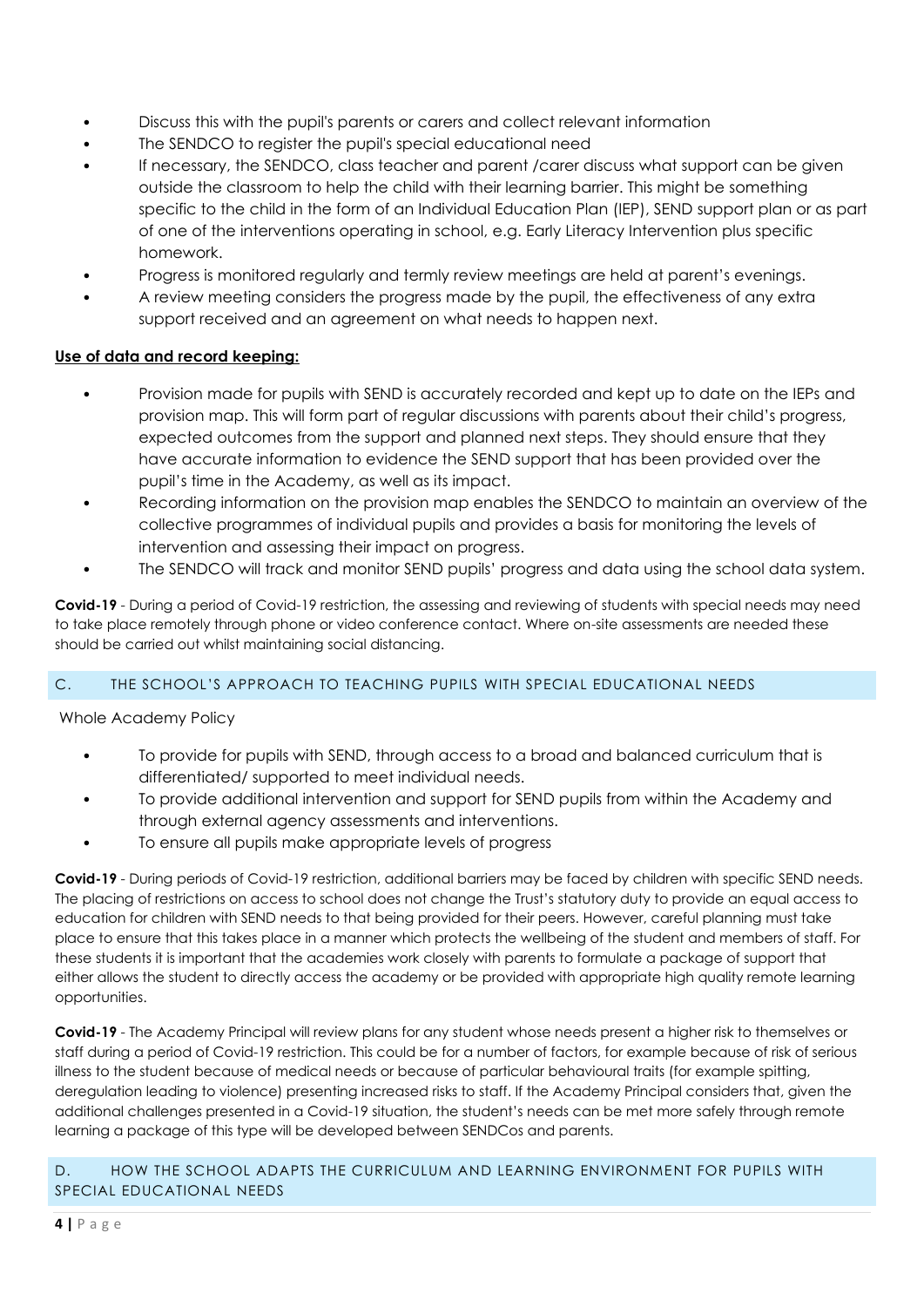- Discuss this with the pupil's parents or carers and collect relevant information
- The SENDCO to register the pupil's special educational need
- If necessary, the SENDCO, class teacher and parent /carer discuss what support can be given outside the classroom to help the child with their learning barrier. This might be something specific to the child in the form of an Individual Education Plan (IEP), SEND support plan or as part of one of the interventions operating in school, e.g. Early Literacy Intervention plus specific homework.
- Progress is monitored regularly and termly review meetings are held at parent's evenings.
- A review meeting considers the progress made by the pupil, the effectiveness of any extra support received and an agreement on what needs to happen next.

**Use of data and record keeping:**

- Provision made for pupils with SEND is accurately recorded and kept up to date on the IEPs and provision map. This will form part of regular discussions with parents about their child's progress, expected outcomes from the support and planned next steps. They should ensure that they have accurate information to evidence the SEND support that has been provided over the pupil's time in the Academy, as well as its impact.
- Recording information on the provision map enables the SENDCO to maintain an overview of the collective programmes of individual pupils and provides a basis for monitoring the levels of intervention and assessing their impact on progress.
- The SENDCO will track and monitor SEND pupils' progress and data using the school data system.

**Covid-19** - During a period of Covid-19 restriction, the assessing and reviewing of students with special needs may need to take place remotely through phone or video conference contact. Where on-site assessments are needed these should be carried out whilst maintaining social distancing.

## C. THE SCHOOL'S APPROACH TO TEACHING PUPILS WITH SPECIAL EDUCATIONAL NEEDS

Whole Academy Policy

- To provide for pupils with SEND, through access to a broad and balanced curriculum that is differentiated/ supported to meet individual needs.
- To provide additional intervention and support for SEND pupils from within the Academy and through external agency assessments and interventions.
- To ensure all pupils make appropriate levels of progress

**Covid-19** - During periods of Covid-19 restriction, additional barriers may be faced by children with specific SEND needs. The placing of restrictions on access to school does not change the Trust's statutory duty to provide an equal access to education for children with SEND needs to that being provided for their peers. However, careful planning must take place to ensure that this takes place in a manner which protects the wellbeing of the student and members of staff. For these students it is important that the academies work closely with parents to formulate a package of support that either allows the student to directly access the academy or be provided with appropriate high quality remote learning opportunities.

**Covid-19** - The Academy Principal will review plans for any student whose needs present a higher risk to themselves or staff during a period of Covid-19 restriction. This could be for a number of factors, for example because of risk of serious illness to the student because of medical needs or because of particular behavioural traits (for example spitting, deregulation leading to violence) presenting increased risks to staff. If the Academy Principal considers that, given the additional challenges presented in a Covid-19 situation, the student's needs can be met more safely through remote learning a package of this type will be developed between SENDCos and parents.

## D. HOW THE SCHOOL ADAPTS THE CURRICULUM AND LEARNING ENVIRONMENT FOR PUPILS WITH SPECIAL EDUCATIONAL NEEDS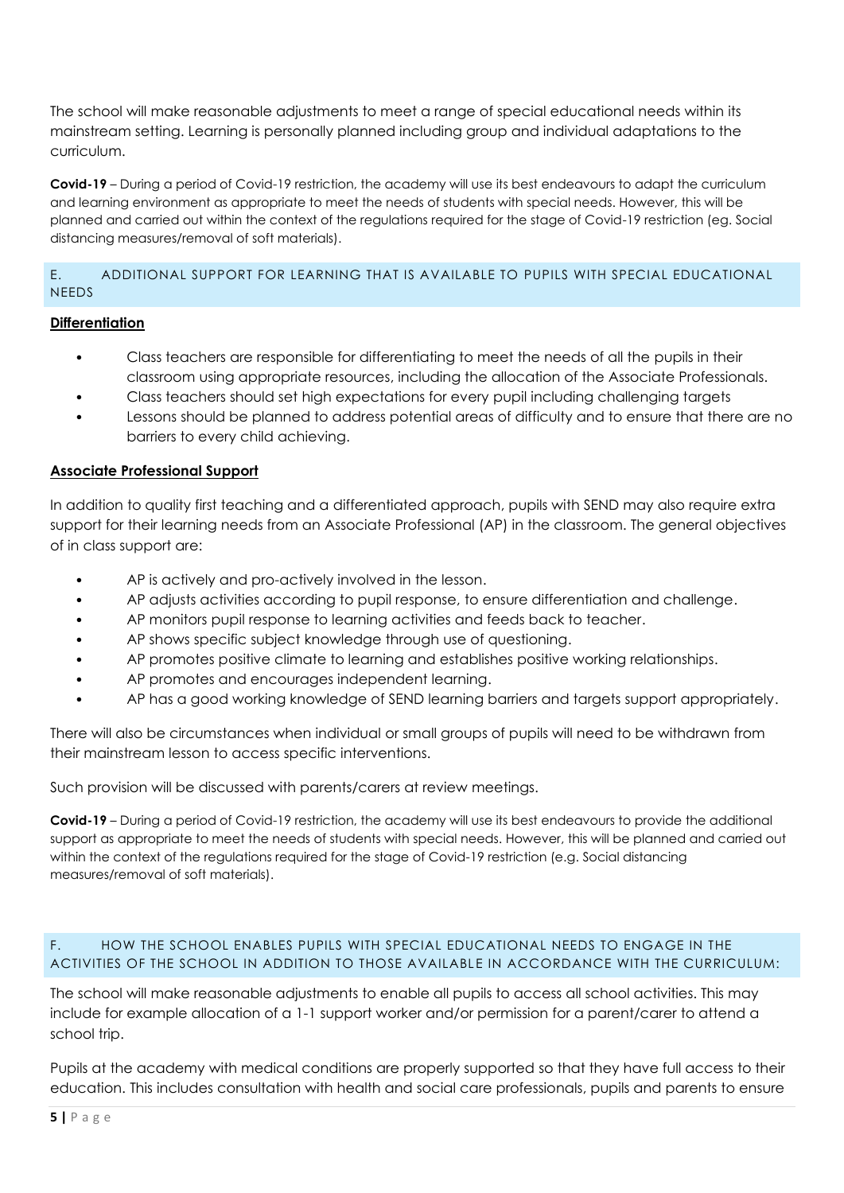The school will make reasonable adjustments to meet a range of special educational needs within its mainstream setting. Learning is personally planned including group and individual adaptations to the curriculum.

**Covid-19** – During a period of Covid-19 restriction, the academy will use its best endeavours to adapt the curriculum and learning environment as appropriate to meet the needs of students with special needs. However, this will be planned and carried out within the context of the regulations required for the stage of Covid-19 restriction (eg. Social distancing measures/removal of soft materials).

## E. ADDITIONAL SUPPORT FOR LEARNING THAT IS AVAILABLE TO PUPILS WITH SPECIAL EDUCATIONAL NEEDS

**Differentiation**

- Class teachers are responsible for differentiating to meet the needs of all the pupils in their classroom using appropriate resources, including the allocation of the Associate Professionals.
- Class teachers should set high expectations for every pupil including challenging targets
- Lessons should be planned to address potential areas of difficulty and to ensure that there are no barriers to every child achieving.

**Associate Professional Support**

In addition to quality first teaching and a differentiated approach, pupils with SEND may also require extra support for their learning needs from an Associate Professional (AP) in the classroom. The general objectives of in class support are:

- AP is actively and pro-actively involved in the lesson.
- AP adjusts activities according to pupil response, to ensure differentiation and challenge.
- AP monitors pupil response to learning activities and feeds back to teacher.
- AP shows specific subject knowledge through use of questioning.
- AP promotes positive climate to learning and establishes positive working relationships.
- AP promotes and encourages independent learning.
- AP has a good working knowledge of SEND learning barriers and targets support appropriately.

There will also be circumstances when individual or small groups of pupils will need to be withdrawn from their mainstream lesson to access specific interventions.

Such provision will be discussed with parents/carers at review meetings.

**Covid-19** – During a period of Covid-19 restriction, the academy will use its best endeavours to provide the additional support as appropriate to meet the needs of students with special needs. However, this will be planned and carried out within the context of the regulations required for the stage of Covid-19 restriction (e.g. Social distancing measures/removal of soft materials).

## F. HOW THE SCHOOL ENABLES PUPILS WITH SPECIAL EDUCATIONAL NEEDS TO ENGAGE IN THE ACTIVITIES OF THE SCHOOL IN ADDITION TO THOSE AVAILABLE IN ACCORDANCE WITH THE CURRICULUM:

The school will make reasonable adjustments to enable all pupils to access all school activities. This may include for example allocation of a 1-1 support worker and/or permission for a parent/carer to attend a school trip.

Pupils at the academy with medical conditions are properly supported so that they have full access to their education. This includes consultation with health and social care professionals, pupils and parents to ensure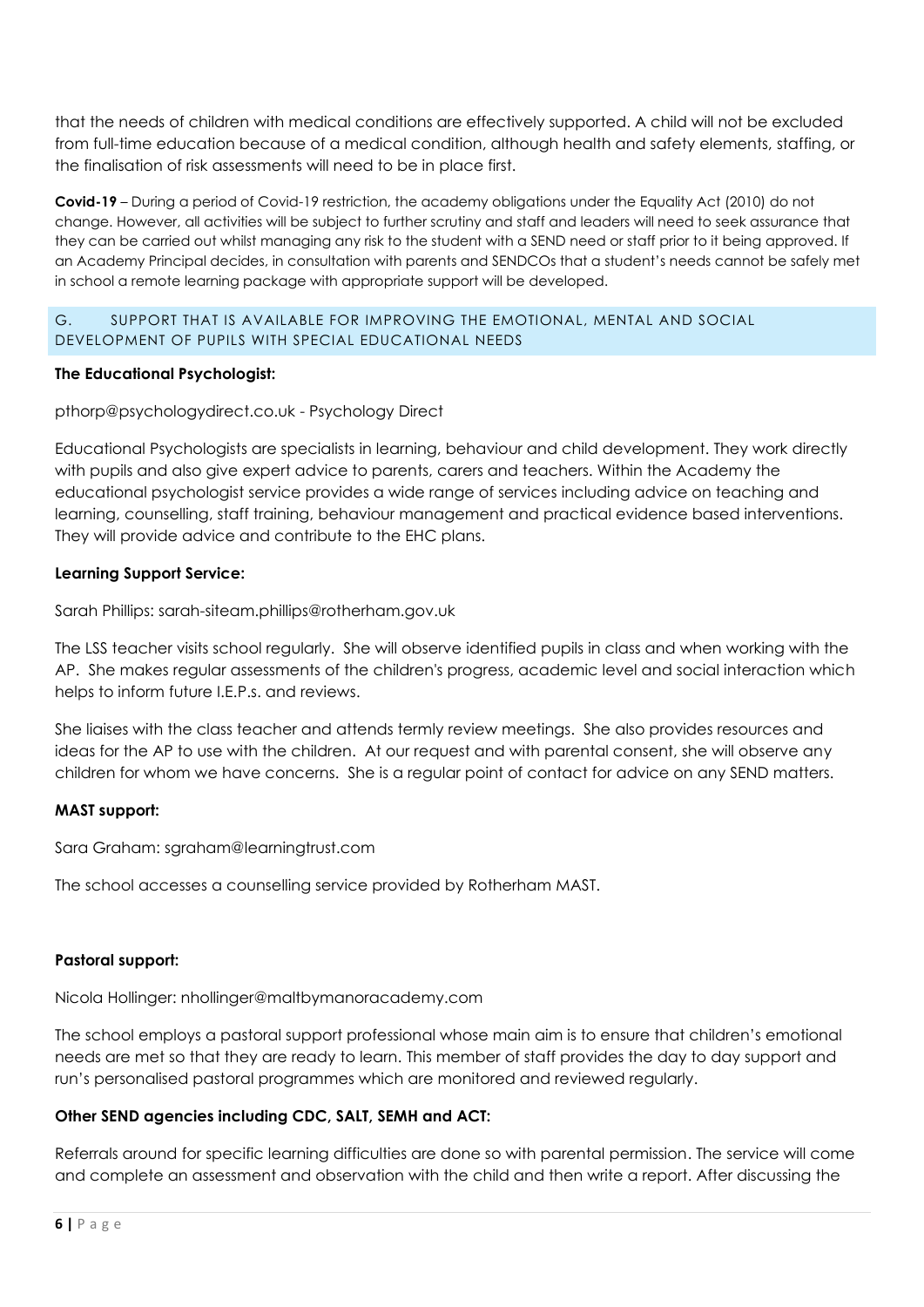that the needs of children with medical conditions are effectively supported. A child will not be excluded from full-time education because of a medical condition, although health and safety elements, staffing, or the finalisation of risk assessments will need to be in place first.

**Covid-19** – During a period of Covid-19 restriction, the academy obligations under the Equality Act (2010) do not change. However, all activities will be subject to further scrutiny and staff and leaders will need to seek assurance that they can be carried out whilst managing any risk to the student with a SEND need or staff prior to it being approved. If an Academy Principal decides, in consultation with parents and SENDCOs that a student's needs cannot be safely met in school a remote learning package with appropriate support will be developed.

## G. SUPPORT THAT IS AVAILABLE FOR IMPROVING THE EMOTIONAL, MENTAL AND SOCIAL DEVELOPMENT OF PUPILS WITH SPECIAL EDUCATIONAL NEEDS

**The Educational Psychologist:**

pthorp@psychologydirect.co.uk - Psychology Direct

Educational Psychologists are specialists in learning, behaviour and child development. They work directly with pupils and also give expert advice to parents, carers and teachers. Within the Academy the educational psychologist service provides a wide range of services including advice on teaching and learning, counselling, staff training, behaviour management and practical evidence based interventions. They will provide advice and contribute to the EHC plans.

**Learning Support Service:**

Sarah Phillips: sarah-siteam.phillips@rotherham.gov.uk

The LSS teacher visits school regularly. She will observe identified pupils in class and when working with the AP. She makes regular assessments of the children's progress, academic level and social interaction which helps to inform future I.E.P.s. and reviews.

She liaises with the class teacher and attends termly review meetings. She also provides resources and ideas for the AP to use with the children. At our request and with parental consent, she will observe any children for whom we have concerns. She is a regular point of contact for advice on any SEND matters.

**MAST support:**

Sara Graham: sgraham@learningtrust.com

The school accesses a counselling service provided by Rotherham MAST.

**Pastoral support:**

Nicola Hollinger: nhollinger@maltbymanoracademy.com

The school employs a pastoral support professional whose main aim is to ensure that children's emotional needs are met so that they are ready to learn. This member of staff provides the day to day support and run's personalised pastoral programmes which are monitored and reviewed regularly.

**Other SEND agencies including CDC, SALT, SEMH and ACT:**

Referrals around for specific learning difficulties are done so with parental permission. The service will come and complete an assessment and observation with the child and then write a report. After discussing the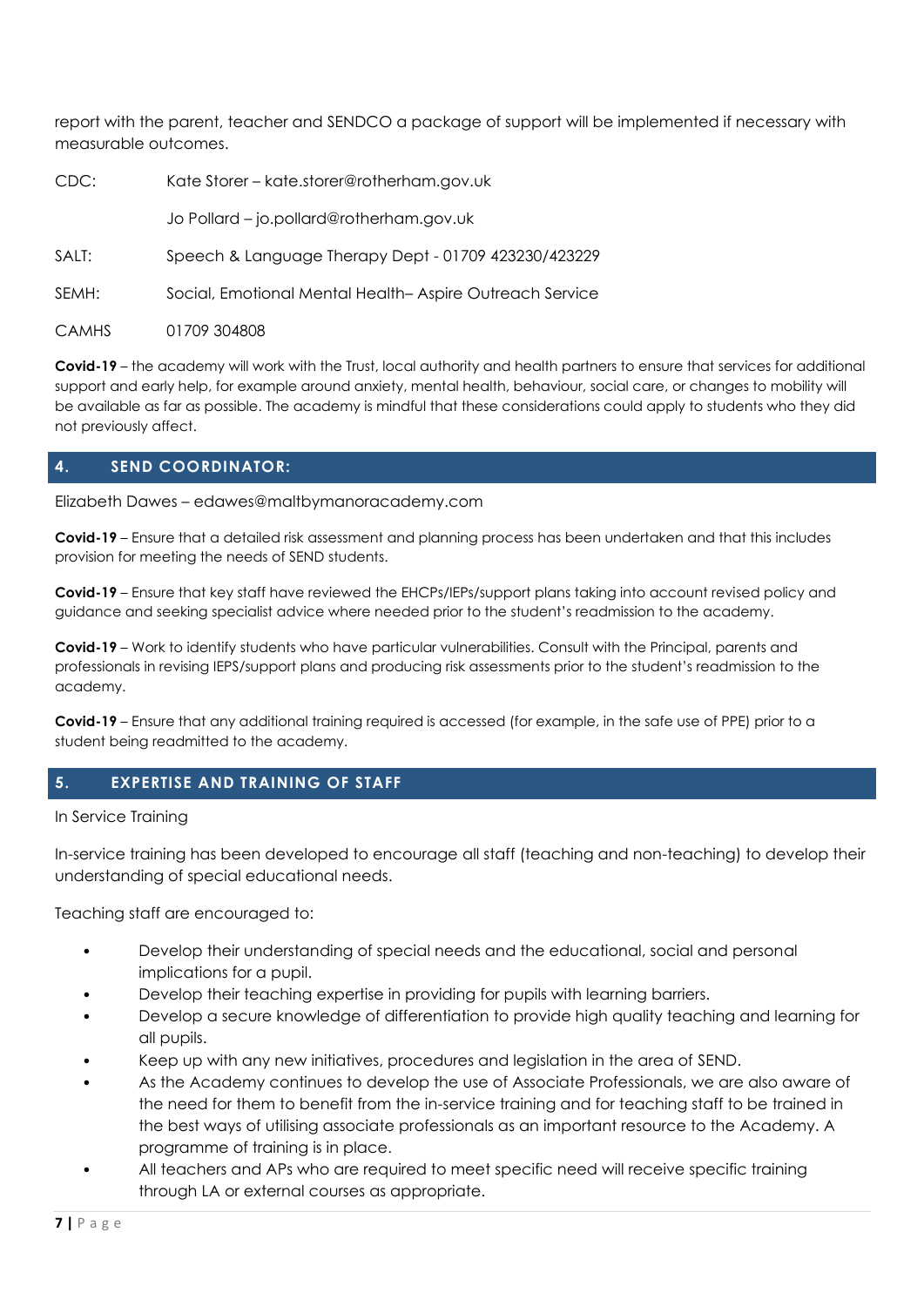report with the parent, teacher and SENDCO a package of support will be implemented if necessary with measurable outcomes.

| | |
|---|---|
| CDC: | Kate Storer – kate.storer@rotherham.gov.uk |
| | Jo Pollard – jo.pollard@rotherham.gov.uk |
| SALT: | Speech & Language Therapy Dept - 01709 423230/423229 |
| SEMH: | Social, Emotional Mental Health– Aspire Outreach Service |
| CAMHS | 01709 304808 |

**Covid-19** – the academy will work with the Trust, local authority and health partners to ensure that services for additional support and early help, for example around anxiety, mental health, behaviour, social care, or changes to mobility will be available as far as possible. The academy is mindful that these considerations could apply to students who they did not previously affect.

## 4. SEND COORDINATOR:

Elizabeth Dawes – edawes@maltbymanoracademy.com

**Covid-19** – Ensure that a detailed risk assessment and planning process has been undertaken and that this includes provision for meeting the needs of SEND students.

**Covid-19** – Ensure that key staff have reviewed the EHCPs/IEPs/support plans taking into account revised policy and guidance and seeking specialist advice where needed prior to the student's readmission to the academy.

**Covid-19** – Work to identify students who have particular vulnerabilities. Consult with the Principal, parents and professionals in revising IEPS/support plans and producing risk assessments prior to the student's readmission to the academy.

**Covid-19** – Ensure that any additional training required is accessed (for example, in the safe use of PPE) prior to a student being readmitted to the academy.

## 5. EXPERTISE AND TRAINING OF STAFF

In Service Training

In-service training has been developed to encourage all staff (teaching and non-teaching) to develop their understanding of special educational needs.

Teaching staff are encouraged to:

- Develop their understanding of special needs and the educational, social and personal implications for a pupil.
- Develop their teaching expertise in providing for pupils with learning barriers.
- Develop a secure knowledge of differentiation to provide high quality teaching and learning for all pupils.
- Keep up with any new initiatives, procedures and legislation in the area of SEND.
- As the Academy continues to develop the use of Associate Professionals, we are also aware of the need for them to benefit from the in-service training and for teaching staff to be trained in the best ways of utilising associate professionals as an important resource to the Academy. A programme of training is in place.
- All teachers and APs who are required to meet specific need will receive specific training through LA or external courses as appropriate.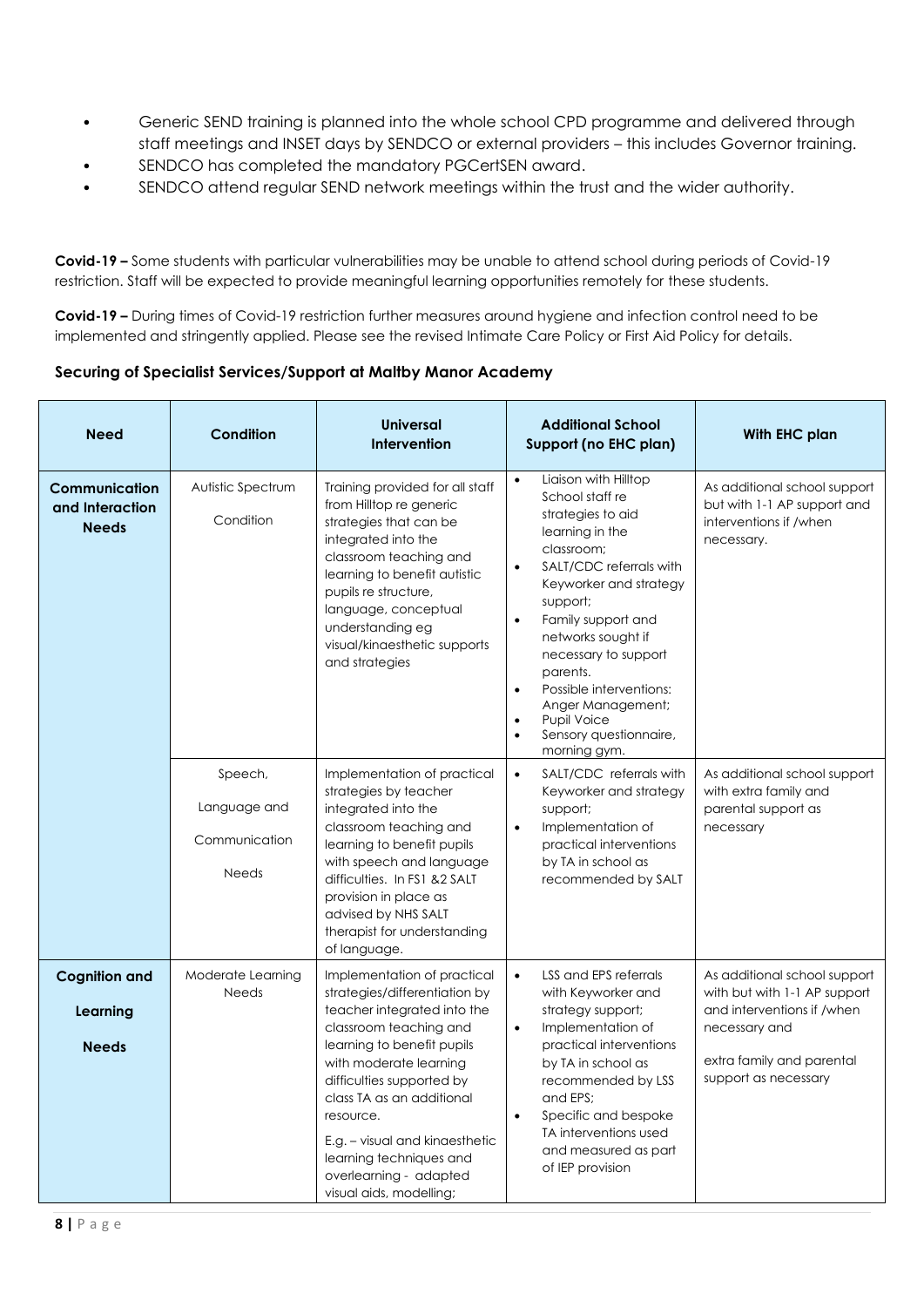- Generic SEND training is planned into the whole school CPD programme and delivered through staff meetings and INSET days by SENDCO or external providers – this includes Governor training.
- SENDCO has completed the mandatory PGCertSEN award.
- SENDCO attend regular SEND network meetings within the trust and the wider authority.

**Covid-19 –** Some students with particular vulnerabilities may be unable to attend school during periods of Covid-19 restriction. Staff will be expected to provide meaningful learning opportunities remotely for these students.

**Covid-19 –** During times of Covid-19 restriction further measures around hygiene and infection control need to be implemented and stringently applied. Please see the revised Intimate Care Policy or First Aid Policy for details.

**Securing of Specialist Services/Support at Maltby Manor Academy**

| Need | Condition | Universal Intervention | Additional School Support (no EHC plan) | With EHC plan |
|---|---|---|---|---|
| **Communication and Interaction Needs** | Autistic Spectrum Condition | Training provided for all staff from Hilltop re generic strategies that can be integrated into the classroom teaching and learning to benefit autistic pupils re structure, language, conceptual understanding eg visual/kinaesthetic supports and strategies | • Liaison with Hilltop School staff re strategies to aid learning in the classroom; <br> • SALT/CDC referrals with Keyworker and strategy support; <br> • Family support and networks sought if necessary to support parents. <br> • Possible interventions: Anger Management; <br> • Pupil Voice <br> • Sensory questionnaire, morning gym. | As additional school support but with 1-1 AP support and interventions if /when necessary. |
| | Speech, Language and Communication Needs | Implementation of practical strategies by teacher integrated into the classroom teaching and learning to benefit pupils with speech and language difficulties. In FS1 &2 SALT provision in place as advised by NHS SALT therapist for understanding of language. | • SALT/CDC referrals with Keyworker and strategy support; <br> • Implementation of practical interventions by TA in school as recommended by SALT | As additional school support with extra family and parental support as necessary |
| **Cognition and Learning Needs** | Moderate Learning Needs | Implementation of practical strategies/differentiation by teacher integrated into the classroom teaching and learning to benefit pupils with moderate learning difficulties supported by class TA as an additional resource. <br><br> E.g. – visual and kinaesthetic learning techniques and overlearning - adapted visual aids, modelling; | • LSS and EPS referrals with Keyworker and strategy support; <br> • Implementation of practical interventions by TA in school as recommended by LSS and EPS; <br> • Specific and bespoke TA interventions used and measured as part of IEP provision | As additional school support with but with 1-1 AP support and interventions if /when necessary and <br><br> extra family and parental support as necessary |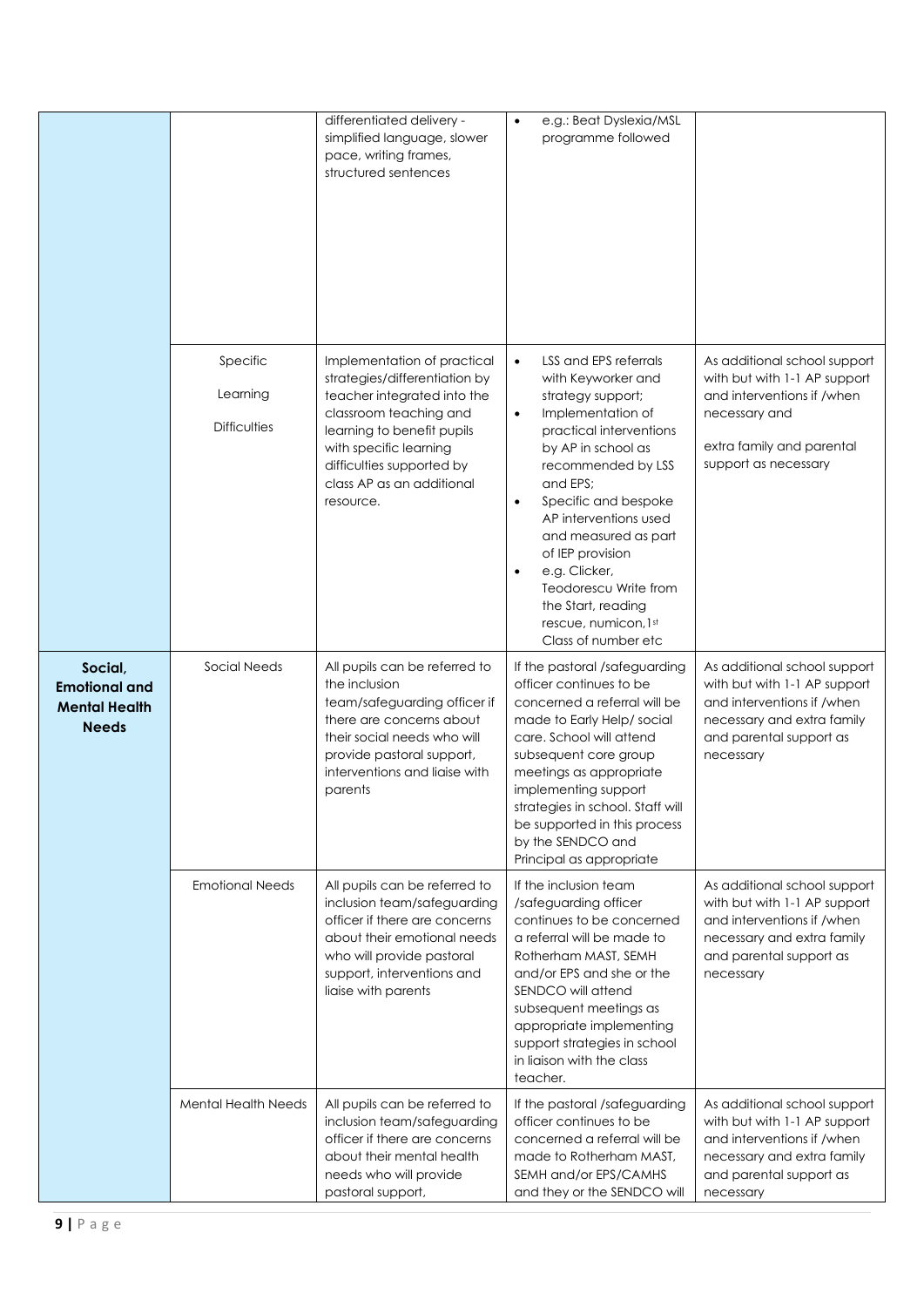| | | | | |
|---|---|---|---|---|
| | | differentiated delivery - simplified language, slower pace, writing frames, structured sentences | • e.g.: Beat Dyslexia/MSL programme followed | |
| | Specific Learning Difficulties | Implementation of practical strategies/differentiation by teacher integrated into the classroom teaching and learning to benefit pupils with specific learning difficulties supported by class AP as an additional resource. | • LSS and EPS referrals with Keyworker and strategy support;<br>• Implementation of practical interventions by AP in school as recommended by LSS and EPS;<br>• Specific and bespoke AP interventions used and measured as part of IEP provision<br>• e.g. Clicker, Teodorescu Write from the Start, reading rescue, numicon,1st Class of number etc | As additional school support with but with 1-1 AP support and interventions if /when necessary and<br><br>extra family and parental support as necessary |
| **Social, Emotional and Mental Health Needs** | Social Needs | All pupils can be referred to the inclusion team/safeguarding officer if there are concerns about their social needs who will provide pastoral support, interventions and liaise with parents | If the pastoral /safeguarding officer continues to be concerned a referral will be made to Early Help/ social care. School will attend subsequent core group meetings as appropriate implementing support strategies in school. Staff will be supported in this process by the SENDCO and Principal as appropriate | As additional school support with but with 1-1 AP support and interventions if /when necessary and extra family and parental support as necessary |
| | Emotional Needs | All pupils can be referred to inclusion team/safeguarding officer if there are concerns about their emotional needs who will provide pastoral support, interventions and liaise with parents | If the inclusion team /safeguarding officer continues to be concerned a referral will be made to Rotherham MAST, SEMH and/or EPS and she or the SENDCO will attend subsequent meetings as appropriate implementing support strategies in school in liaison with the class teacher. | As additional school support with but with 1-1 AP support and interventions if /when necessary and extra family and parental support as necessary |
| | Mental Health Needs | All pupils can be referred to inclusion team/safeguarding officer if there are concerns about their mental health needs who will provide pastoral support, | If the pastoral /safeguarding officer continues to be concerned a referral will be made to Rotherham MAST, SEMH and/or EPS/CAMHS and they or the SENDCO will | As additional school support with but with 1-1 AP support and interventions if /when necessary and extra family and parental support as necessary |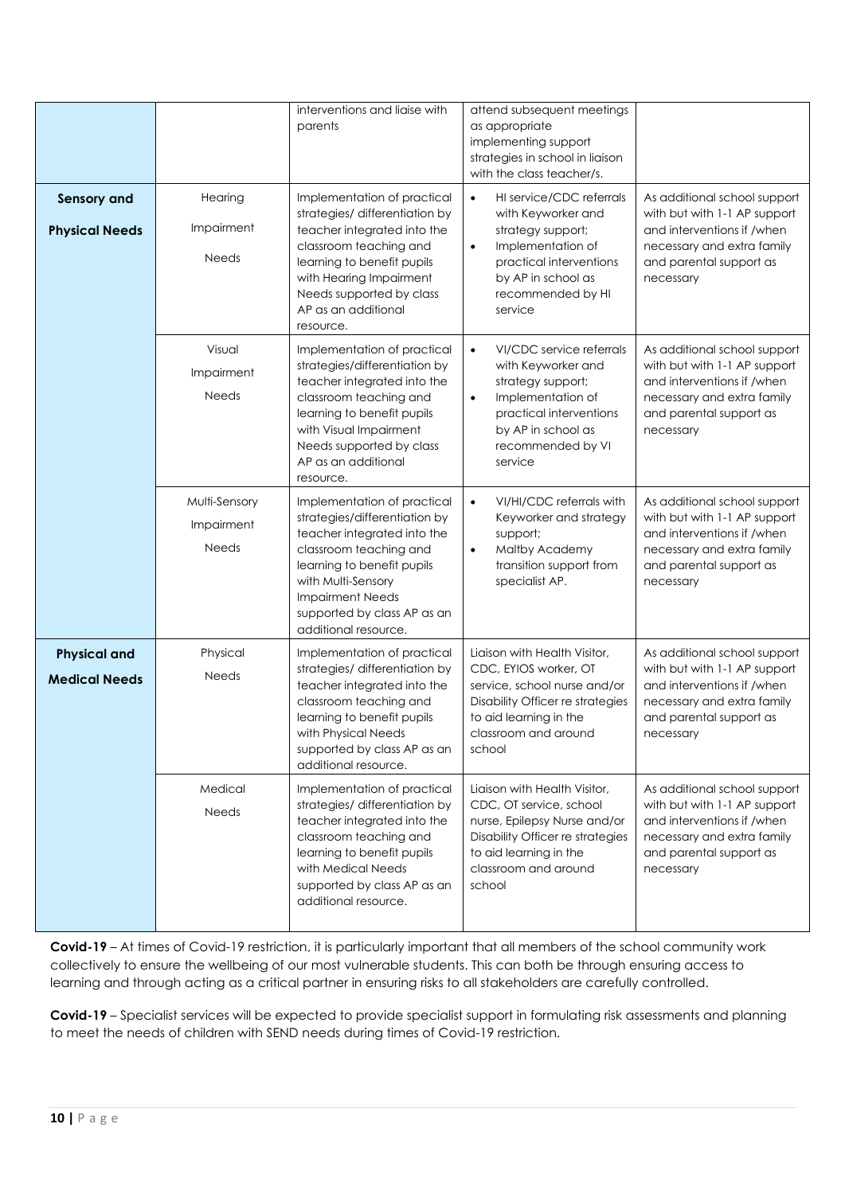| | | | | |
|---|---|---|---|---|
| | | interventions and liaise with parents | attend subsequent meetings as appropriate implementing support strategies in school in liaison with the class teacher/s. | |
| **Sensory and Physical Needs** | Hearing Impairment Needs | Implementation of practical strategies/ differentiation by teacher integrated into the classroom teaching and learning to benefit pupils with Hearing Impairment Needs supported by class AP as an additional resource. | • HI service/CDC referrals with Keyworker and strategy support;<br>• Implementation of practical interventions by AP in school as recommended by HI service | As additional school support with but with 1-1 AP support and interventions if /when necessary and extra family and parental support as necessary |
| | Visual Impairment Needs | Implementation of practical strategies/differentiation by teacher integrated into the classroom teaching and learning to benefit pupils with Visual Impairment Needs supported by class AP as an additional resource. | • VI/CDC service referrals with Keyworker and strategy support;<br>• Implementation of practical interventions by AP in school as recommended by VI service | As additional school support with but with 1-1 AP support and interventions if /when necessary and extra family and parental support as necessary |
| | Multi-Sensory Impairment Needs | Implementation of practical strategies/differentiation by teacher integrated into the classroom teaching and learning to benefit pupils with Multi-Sensory Impairment Needs supported by class AP as an additional resource. | • VI/HI/CDC referrals with Keyworker and strategy support;<br>• Maltby Academy transition support from specialist AP. | As additional school support with but with 1-1 AP support and interventions if /when necessary and extra family and parental support as necessary |
| **Physical and Medical Needs** | Physical Needs | Implementation of practical strategies/ differentiation by teacher integrated into the classroom teaching and learning to benefit pupils with Physical Needs supported by class AP as an additional resource. | Liaison with Health Visitor, CDC, EYIOS worker, OT service, school nurse and/or Disability Officer re strategies to aid learning in the classroom and around school | As additional school support with but with 1-1 AP support and interventions if /when necessary and extra family and parental support as necessary |
| | Medical Needs | Implementation of practical strategies/ differentiation by teacher integrated into the classroom teaching and learning to benefit pupils with Medical Needs supported by class AP as an additional resource. | Liaison with Health Visitor, CDC, OT service, school nurse, Epilepsy Nurse and/or Disability Officer re strategies to aid learning in the classroom and around school | As additional school support with but with 1-1 AP support and interventions if /when necessary and extra family and parental support as necessary |

**Covid-19** – At times of Covid-19 restriction, it is particularly important that all members of the school community work collectively to ensure the wellbeing of our most vulnerable students. This can both be through ensuring access to learning and through acting as a critical partner in ensuring risks to all stakeholders are carefully controlled.

**Covid-19** – Specialist services will be expected to provide specialist support in formulating risk assessments and planning to meet the needs of children with SEND needs during times of Covid-19 restriction.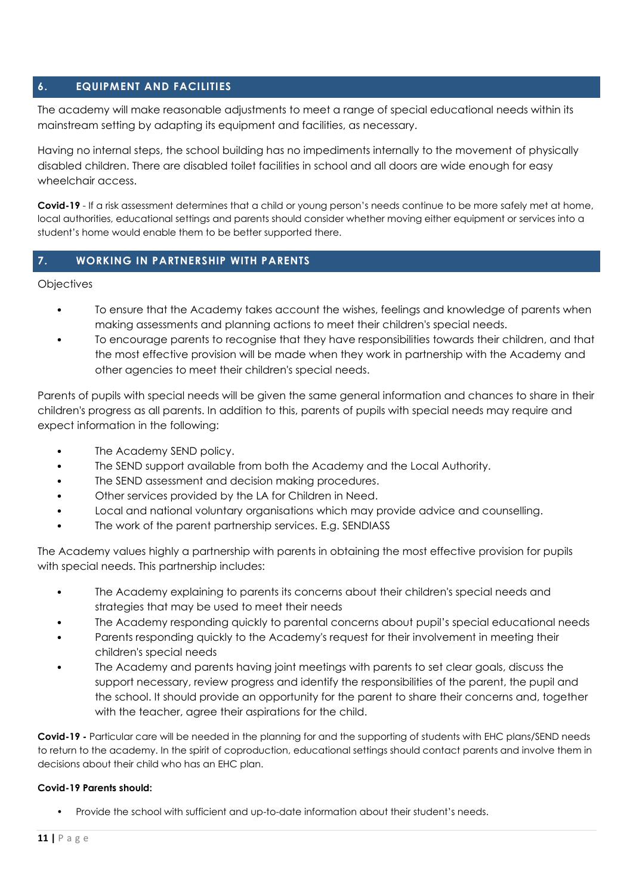## 6. EQUIPMENT AND FACILITIES

The academy will make reasonable adjustments to meet a range of special educational needs within its mainstream setting by adapting its equipment and facilities, as necessary.

Having no internal steps, the school building has no impediments internally to the movement of physically disabled children. There are disabled toilet facilities in school and all doors are wide enough for easy wheelchair access.

**Covid-19** - If a risk assessment determines that a child or young person's needs continue to be more safely met at home, local authorities, educational settings and parents should consider whether moving either equipment or services into a student's home would enable them to be better supported there.

## 7. WORKING IN PARTNERSHIP WITH PARENTS

Objectives

- To ensure that the Academy takes account the wishes, feelings and knowledge of parents when making assessments and planning actions to meet their children's special needs.
- To encourage parents to recognise that they have responsibilities towards their children, and that the most effective provision will be made when they work in partnership with the Academy and other agencies to meet their children's special needs.

Parents of pupils with special needs will be given the same general information and chances to share in their children's progress as all parents. In addition to this, parents of pupils with special needs may require and expect information in the following:

- The Academy SEND policy.
- The SEND support available from both the Academy and the Local Authority.
- The SEND assessment and decision making procedures.
- Other services provided by the LA for Children in Need.
- Local and national voluntary organisations which may provide advice and counselling.
- The work of the parent partnership services. E.g. SENDIASS

The Academy values highly a partnership with parents in obtaining the most effective provision for pupils with special needs. This partnership includes:

- The Academy explaining to parents its concerns about their children's special needs and strategies that may be used to meet their needs
- The Academy responding quickly to parental concerns about pupil's special educational needs
- Parents responding quickly to the Academy's request for their involvement in meeting their children's special needs
- The Academy and parents having joint meetings with parents to set clear goals, discuss the support necessary, review progress and identify the responsibilities of the parent, the pupil and the school. It should provide an opportunity for the parent to share their concerns and, together with the teacher, agree their aspirations for the child.

**Covid-19 -** Particular care will be needed in the planning for and the supporting of students with EHC plans/SEND needs to return to the academy. In the spirit of coproduction, educational settings should contact parents and involve them in decisions about their child who has an EHC plan.

**Covid-19 Parents should:**

- Provide the school with sufficient and up-to-date information about their student's needs.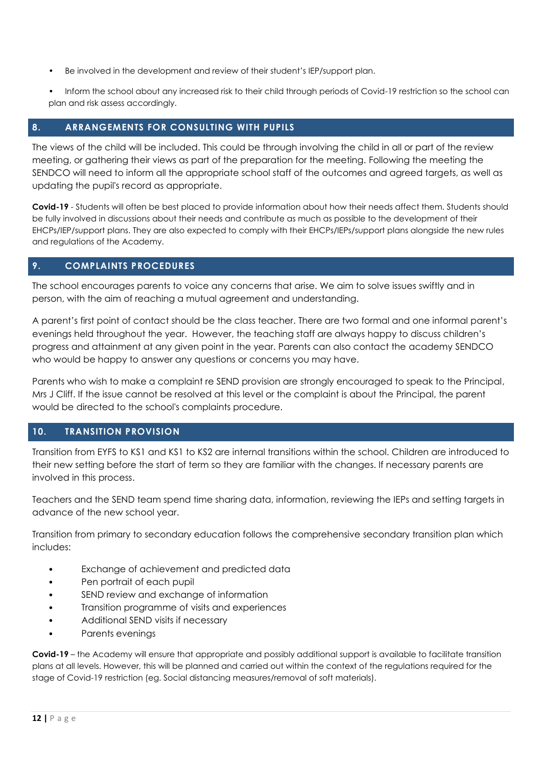- Be involved in the development and review of their student's IEP/support plan.
- Inform the school about any increased risk to their child through periods of Covid-19 restriction so the school can plan and risk assess accordingly.

## 8. ARRANGEMENTS FOR CONSULTING WITH PUPILS

The views of the child will be included. This could be through involving the child in all or part of the review meeting, or gathering their views as part of the preparation for the meeting. Following the meeting the SENDCO will need to inform all the appropriate school staff of the outcomes and agreed targets, as well as updating the pupil's record as appropriate.

**Covid-19** - Students will often be best placed to provide information about how their needs affect them. Students should be fully involved in discussions about their needs and contribute as much as possible to the development of their EHCPs/IEP/support plans. They are also expected to comply with their EHCPs/IEPs/support plans alongside the new rules and regulations of the Academy.

## 9. COMPLAINTS PROCEDURES

The school encourages parents to voice any concerns that arise. We aim to solve issues swiftly and in person, with the aim of reaching a mutual agreement and understanding.

A parent's first point of contact should be the class teacher. There are two formal and one informal parent's evenings held throughout the year. However, the teaching staff are always happy to discuss children's progress and attainment at any given point in the year. Parents can also contact the academy SENDCO who would be happy to answer any questions or concerns you may have.

Parents who wish to make a complaint re SEND provision are strongly encouraged to speak to the Principal, Mrs J Cliff. If the issue cannot be resolved at this level or the complaint is about the Principal, the parent would be directed to the school's complaints procedure.

## 10. TRANSITION PROVISION

Transition from EYFS to KS1 and KS1 to KS2 are internal transitions within the school. Children are introduced to their new setting before the start of term so they are familiar with the changes. If necessary parents are involved in this process.

Teachers and the SEND team spend time sharing data, information, reviewing the IEPs and setting targets in advance of the new school year.

Transition from primary to secondary education follows the comprehensive secondary transition plan which includes:

- Exchange of achievement and predicted data
- Pen portrait of each pupil
- SEND review and exchange of information
- Transition programme of visits and experiences
- Additional SEND visits if necessary
- Parents evenings

**Covid-19** – the Academy will ensure that appropriate and possibly additional support is available to facilitate transition plans at all levels. However, this will be planned and carried out within the context of the regulations required for the stage of Covid-19 restriction (eg. Social distancing measures/removal of soft materials).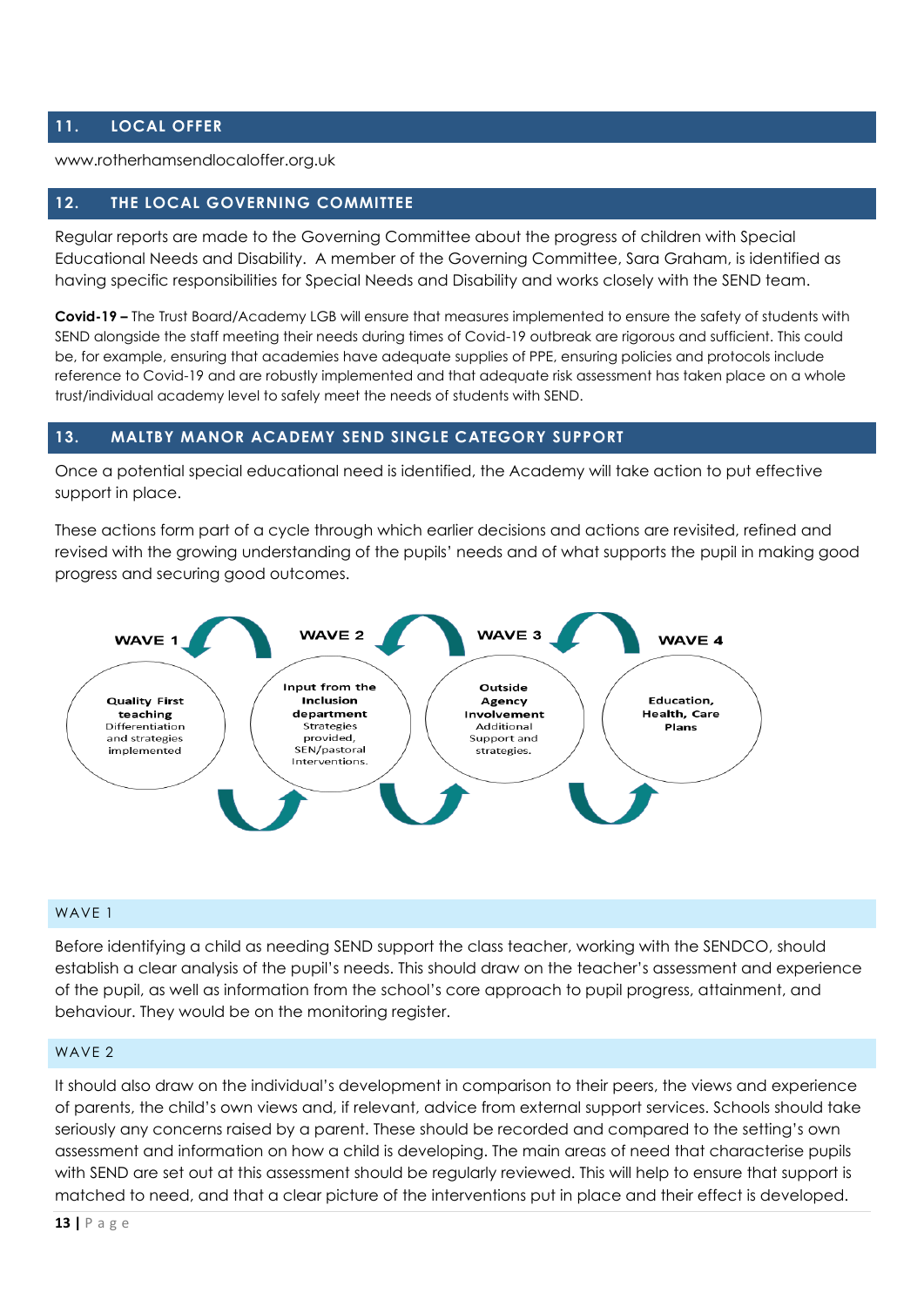## 11. LOCAL OFFER

www.rotherhamsendlocaloffer.org.uk

## 12. THE LOCAL GOVERNING COMMITTEE

Regular reports are made to the Governing Committee about the progress of children with Special Educational Needs and Disability. A member of the Governing Committee, Sara Graham, is identified as having specific responsibilities for Special Needs and Disability and works closely with the SEND team.

**Covid-19 –** The Trust Board/Academy LGB will ensure that measures implemented to ensure the safety of students with SEND alongside the staff meeting their needs during times of Covid-19 outbreak are rigorous and sufficient. This could be, for example, ensuring that academies have adequate supplies of PPE, ensuring policies and protocols include reference to Covid-19 and are robustly implemented and that adequate risk assessment has taken place on a whole trust/individual academy level to safely meet the needs of students with SEND.

## 13. MALTBY MANOR ACADEMY SEND SINGLE CATEGORY SUPPORT

Once a potential special educational need is identified, the Academy will take action to put effective support in place.

These actions form part of a cycle through which earlier decisions and actions are revisited, refined and revised with the growing understanding of the pupils' needs and of what supports the pupil in making good progress and securing good outcomes.

**WAVE 1**

**Quality First teaching** Differentiation and strategies implemented

**WAVE 2**

**Input from the Inclusion department** Strategies provided, SEN/pastoral Interventions.

**WAVE 3**

**Outside Agency Involvement** Additional Support and strategies.

**WAVE 4**

**Education, Health, Care Plans**

### WAVE 1

Before identifying a child as needing SEND support the class teacher, working with the SENDCO, should establish a clear analysis of the pupil's needs. This should draw on the teacher's assessment and experience of the pupil, as well as information from the school's core approach to pupil progress, attainment, and behaviour. They would be on the monitoring register.

### WAVE 2

It should also draw on the individual's development in comparison to their peers, the views and experience of parents, the child's own views and, if relevant, advice from external support services. Schools should take seriously any concerns raised by a parent. These should be recorded and compared to the setting's own assessment and information on how a child is developing. The main areas of need that characterise pupils with SEND are set out at this assessment should be regularly reviewed. This will help to ensure that support is matched to need, and that a clear picture of the interventions put in place and their effect is developed.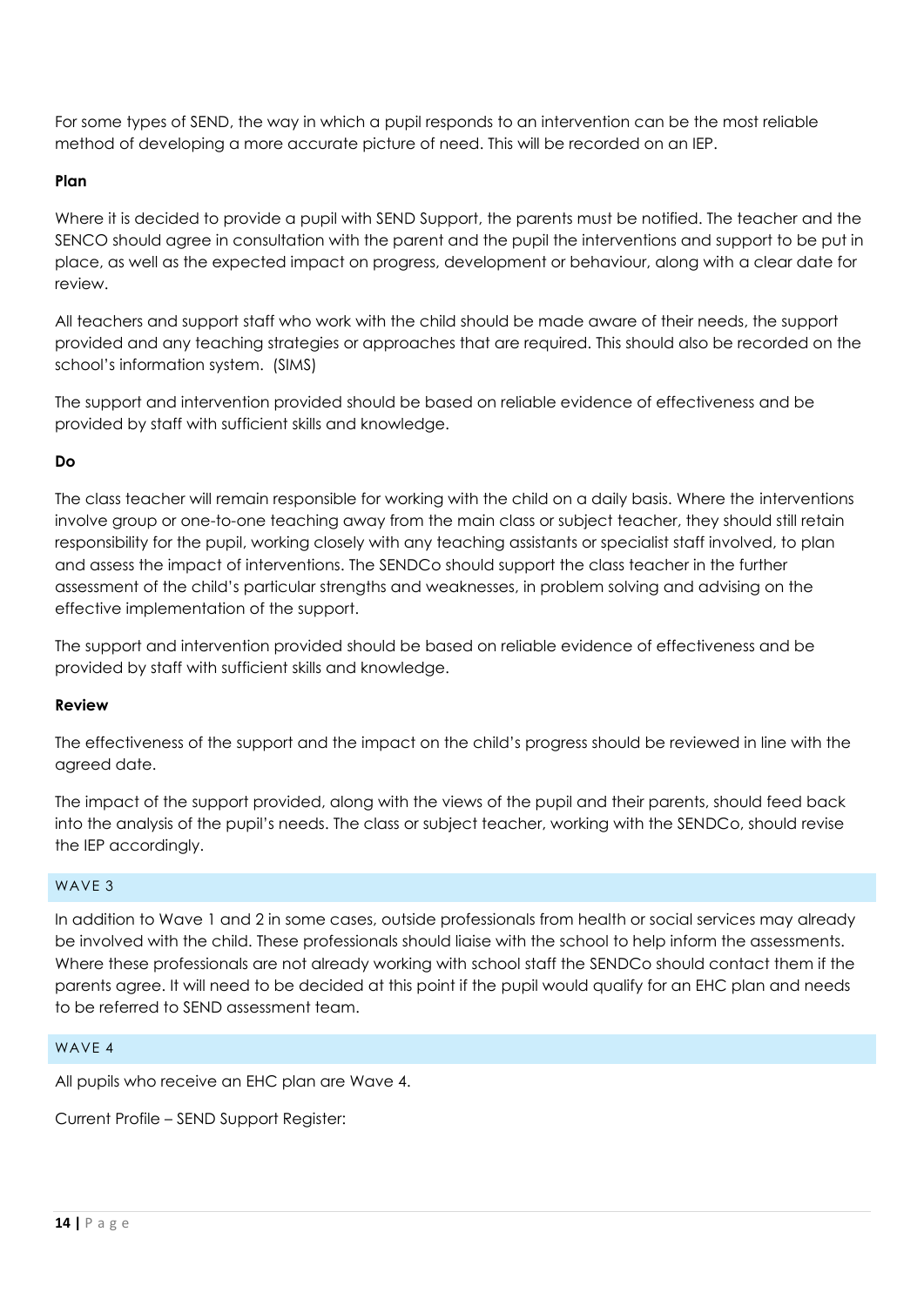For some types of SEND, the way in which a pupil responds to an intervention can be the most reliable method of developing a more accurate picture of need. This will be recorded on an IEP.

**Plan**

Where it is decided to provide a pupil with SEND Support, the parents must be notified. The teacher and the SENCO should agree in consultation with the parent and the pupil the interventions and support to be put in place, as well as the expected impact on progress, development or behaviour, along with a clear date for review.

All teachers and support staff who work with the child should be made aware of their needs, the support provided and any teaching strategies or approaches that are required. This should also be recorded on the school's information system. (SIMS)

The support and intervention provided should be based on reliable evidence of effectiveness and be provided by staff with sufficient skills and knowledge.

**Do**

The class teacher will remain responsible for working with the child on a daily basis. Where the interventions involve group or one-to-one teaching away from the main class or subject teacher, they should still retain responsibility for the pupil, working closely with any teaching assistants or specialist staff involved, to plan and assess the impact of interventions. The SENDCo should support the class teacher in the further assessment of the child's particular strengths and weaknesses, in problem solving and advising on the effective implementation of the support.

The support and intervention provided should be based on reliable evidence of effectiveness and be provided by staff with sufficient skills and knowledge.

**Review**

The effectiveness of the support and the impact on the child's progress should be reviewed in line with the agreed date.

The impact of the support provided, along with the views of the pupil and their parents, should feed back into the analysis of the pupil's needs. The class or subject teacher, working with the SENDCo, should revise the IEP accordingly.

## WAVE 3

In addition to Wave 1 and 2 in some cases, outside professionals from health or social services may already be involved with the child. These professionals should liaise with the school to help inform the assessments. Where these professionals are not already working with school staff the SENDCo should contact them if the parents agree. It will need to be decided at this point if the pupil would qualify for an EHC plan and needs to be referred to SEND assessment team.

## WAVE 4

All pupils who receive an EHC plan are Wave 4.

Current Profile – SEND Support Register: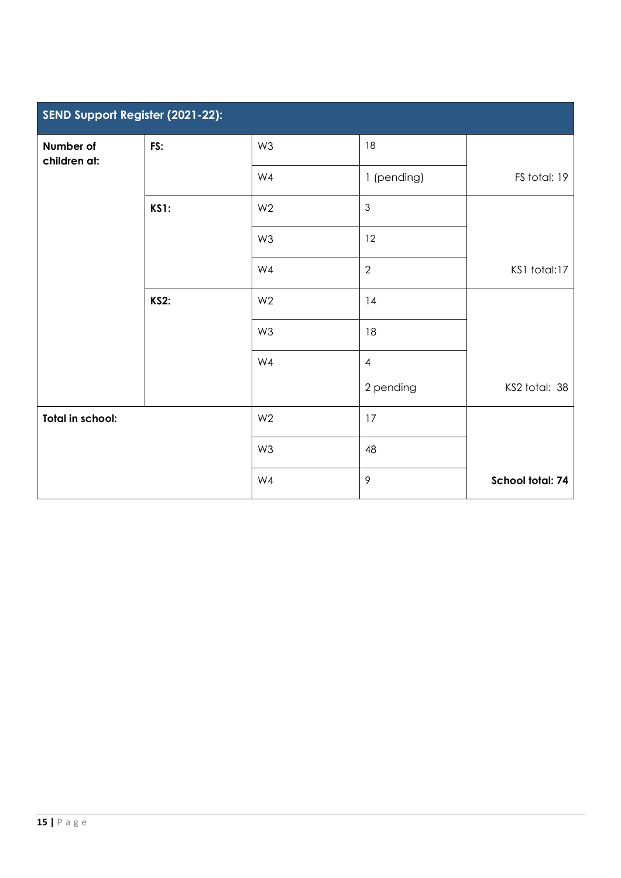| SEND Support Register (2021-22): | | | | |
|---|---|---|---|---|
| **Number of children at:** | **FS:** | W3 | 18 | |
| | | W4 | 1 (pending) | FS total: 19 |
| | **KS1:** | W2 | 3 | |
| | | W3 | 12 | |
| | | W4 | 2 | KS1 total:17 |
| | **KS2:** | W2 | 14 | |
| | | W3 | 18 | |
| | | W4 | 4<br>2 pending | KS2 total: 38 |
| **Total in school:** | | W2 | 17 | |
| | | W3 | 48 | |
| | | W4 | 9 | **School total: 74** |